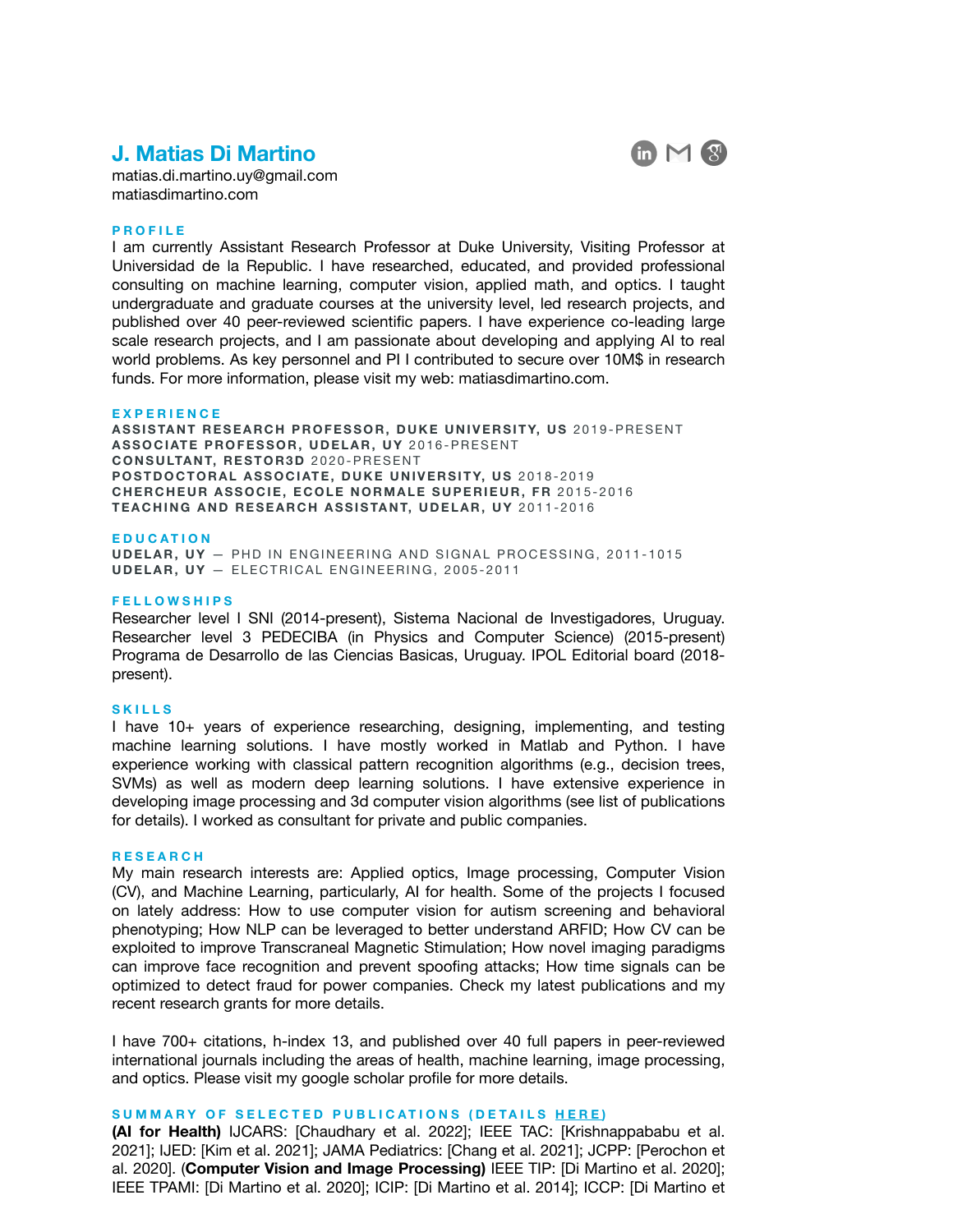# J. Matias Di Martino

matias.di.martino.uy@gmail.com
matiasdimartino.com

## PROFILE

I am currently Assistant Research Professor at Duke University, Visiting Professor at Universidad de la Republic. I have researched, educated, and provided professional consulting on machine learning, computer vision, applied math, and optics. I taught undergraduate and graduate courses at the university level, led research projects, and published over 40 peer-reviewed scientific papers. I have experience co-leading large scale research projects, and I am passionate about developing and applying AI to real world problems. As key personnel and PI I contributed to secure over 10M$ in research funds. For more information, please visit my web: matiasdimartino.com.

## EXPERIENCE

**ASSISTANT RESEARCH PROFESSOR, DUKE UNIVERSITY, US** 2019-PRESENT
**ASSOCIATE PROFESSOR, UDELAR, UY** 2016-PRESENT
**CONSULTANT, RESTOR3D** 2020-PRESENT
**POSTDOCTORAL ASSOCIATE, DUKE UNIVERSITY, US** 2018-2019
**CHERCHEUR ASSOCIE, ECOLE NORMALE SUPERIEUR, FR** 2015-2016
**TEACHING AND RESEARCH ASSISTANT, UDELAR, UY** 2011-2016

## EDUCATION

**UDELAR, UY** — PHD IN ENGINEERING AND SIGNAL PROCESSING, 2011-1015
**UDELAR, UY** — ELECTRICAL ENGINEERING, 2005-2011

## FELLOWSHIPS

Researcher level I SNI (2014-present), Sistema Nacional de Investigadores, Uruguay. Researcher level 3 PEDECIBA (in Physics and Computer Science) (2015-present) Programa de Desarrollo de las Ciencias Basicas, Uruguay. IPOL Editorial board (2018-present).

## SKILLS

I have 10+ years of experience researching, designing, implementing, and testing machine learning solutions. I have mostly worked in Matlab and Python. I have experience working with classical pattern recognition algorithms (e.g., decision trees, SVMs) as well as modern deep learning solutions. I have extensive experience in developing image processing and 3d computer vision algorithms (see list of publications for details). I worked as consultant for private and public companies.

## RESEARCH

My main research interests are: Applied optics, Image processing, Computer Vision (CV), and Machine Learning, particularly, AI for health. Some of the projects I focused on lately address: How to use computer vision for autism screening and behavioral phenotyping; How NLP can be leveraged to better understand ARFID; How CV can be exploited to improve Transcraneal Magnetic Stimulation; How novel imaging paradigms can improve face recognition and prevent spoofing attacks; How time signals can be optimized to detect fraud for power companies. Check my latest publications and my recent research grants for more details.

I have 700+ citations, h-index 13, and published over 40 full papers in peer-reviewed international journals including the areas of health, machine learning, image processing, and optics. Please visit my google scholar profile for more details.

## SUMMARY OF SELECTED PUBLICATIONS (DETAILS HERE)

**(AI for Health)** IJCARS: [Chaudhary et al. 2022]; IEEE TAC: [Krishnappababu et al. 2021]; IJED: [Kim et al. 2021]; JAMA Pediatrics: [Chang et al. 2021]; JCPP: [Perochon et al. 2020]. (**Computer Vision and Image Processing)** IEEE TIP: [Di Martino et al. 2020]; IEEE TPAMI: [Di Martino et al. 2020]; ICIP: [Di Martino et al. 2014]; ICCP: [Di Martino et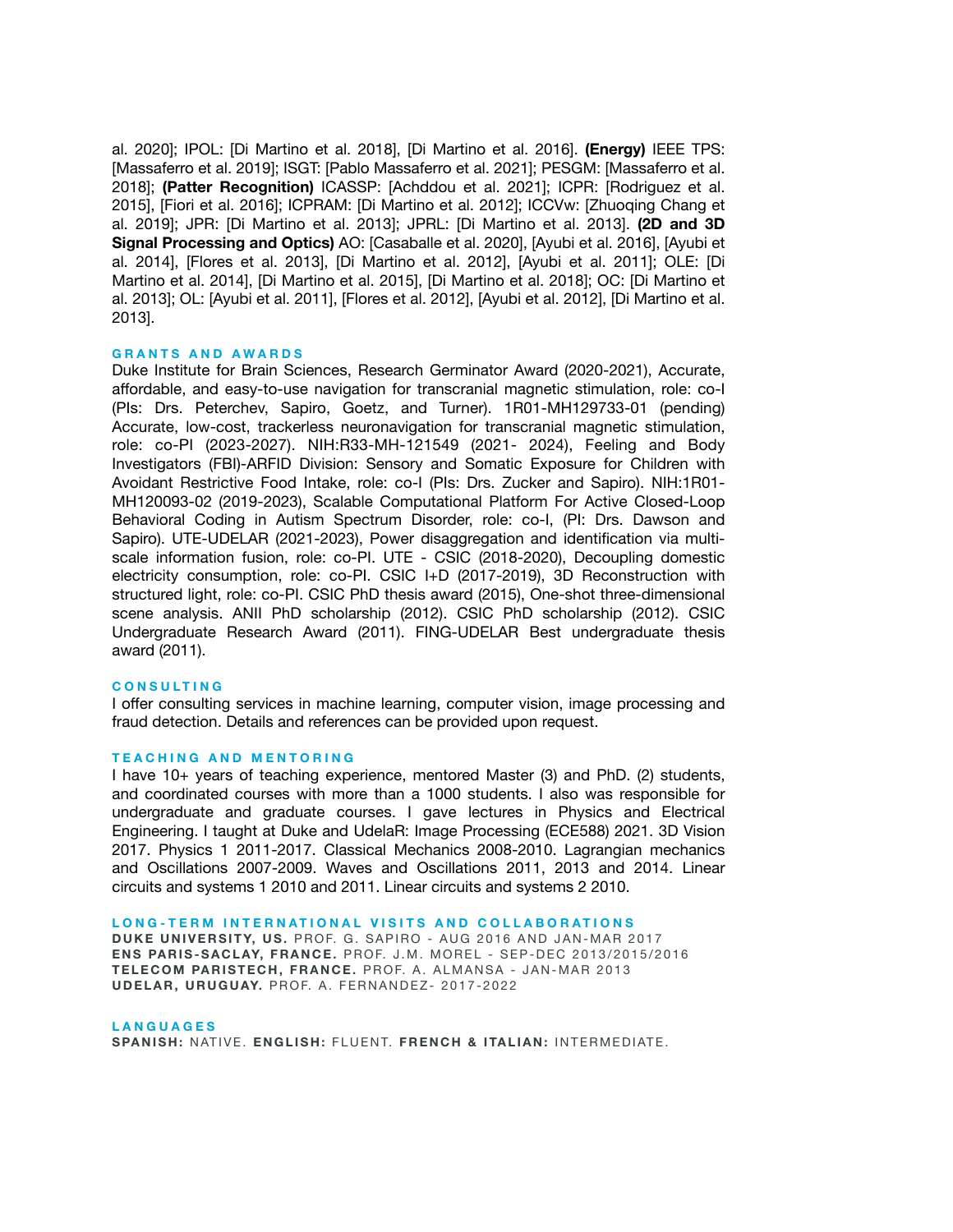al. 2020]; IPOL: [Di Martino et al. 2018], [Di Martino et al. 2016]. **(Energy)** IEEE TPS: [Massaferro et al. 2019]; ISGT: [Pablo Massaferro et al. 2021]; PESGM: [Massaferro et al. 2018]; **(Patter Recognition)** ICASSP: [Achddou et al. 2021]; ICPR: [Rodriguez et al. 2015], [Fiori et al. 2016]; ICPRAM: [Di Martino et al. 2012]; ICCVw: [Zhuoqing Chang et al. 2019]; JPR: [Di Martino et al. 2013]; JPRL: [Di Martino et al. 2013]. **(2D and 3D Signal Processing and Optics)** AO: [Casaballe et al. 2020], [Ayubi et al. 2016], [Ayubi et al. 2014], [Flores et al. 2013], [Di Martino et al. 2012], [Ayubi et al. 2011]; OLE: [Di Martino et al. 2014], [Di Martino et al. 2015], [Di Martino et al. 2018]; OC: [Di Martino et al. 2013]; OL: [Ayubi et al. 2011], [Flores et al. 2012], [Ayubi et al. 2012], [Di Martino et al. 2013].

## GRANTS AND AWARDS

Duke Institute for Brain Sciences, Research Germinator Award (2020-2021), Accurate, affordable, and easy-to-use navigation for transcranial magnetic stimulation, role: co-I (PIs: Drs. Peterchev, Sapiro, Goetz, and Turner). 1R01-MH129733-01 (pending) Accurate, low-cost, trackerless neuronavigation for transcranial magnetic stimulation, role: co-PI (2023-2027). NIH:R33-MH-121549 (2021- 2024), Feeling and Body Investigators (FBI)-ARFID Division: Sensory and Somatic Exposure for Children with Avoidant Restrictive Food Intake, role: co-I (PIs: Drs. Zucker and Sapiro). NIH:1R01-MH120093-02 (2019-2023), Scalable Computational Platform For Active Closed-Loop Behavioral Coding in Autism Spectrum Disorder, role: co-I, (PI: Drs. Dawson and Sapiro). UTE-UDELAR (2021-2023), Power disaggregation and identification via multi-scale information fusion, role: co-PI. UTE - CSIC (2018-2020), Decoupling domestic electricity consumption, role: co-PI. CSIC I+D (2017-2019), 3D Reconstruction with structured light, role: co-PI. CSIC PhD thesis award (2015), One-shot three-dimensional scene analysis. ANII PhD scholarship (2012). CSIC PhD scholarship (2012). CSIC Undergraduate Research Award (2011). FING-UDELAR Best undergraduate thesis award (2011).

## CONSULTING

I offer consulting services in machine learning, computer vision, image processing and fraud detection. Details and references can be provided upon request.

## TEACHING AND MENTORING

I have 10+ years of teaching experience, mentored Master (3) and PhD. (2) students, and coordinated courses with more than a 1000 students. I also was responsible for undergraduate and graduate courses. I gave lectures in Physics and Electrical Engineering. I taught at Duke and UdelaR: Image Processing (ECE588) 2021. 3D Vision 2017. Physics 1 2011-2017. Classical Mechanics 2008-2010. Lagrangian mechanics and Oscillations 2007-2009. Waves and Oscillations 2011, 2013 and 2014. Linear circuits and systems 1 2010 and 2011. Linear circuits and systems 2 2010.

## LONG-TERM INTERNATIONAL VISITS AND COLLABORATIONS

**DUKE UNIVERSITY, US.** PROF. G. SAPIRO - AUG 2016 AND JAN-MAR 2017
**ENS PARIS-SACLAY, FRANCE.** PROF. J.M. MOREL - SEP-DEC 2013/2015/2016
**TELECOM PARISTECH, FRANCE.** PROF. A. ALMANSA - JAN-MAR 2013
**UDELAR, URUGUAY.** PROF. A. FERNANDEZ- 2017-2022

## LANGUAGES

**SPANISH:** NATIVE. **ENGLISH:** FLUENT. **FRENCH & ITALIAN:** INTERMEDIATE.